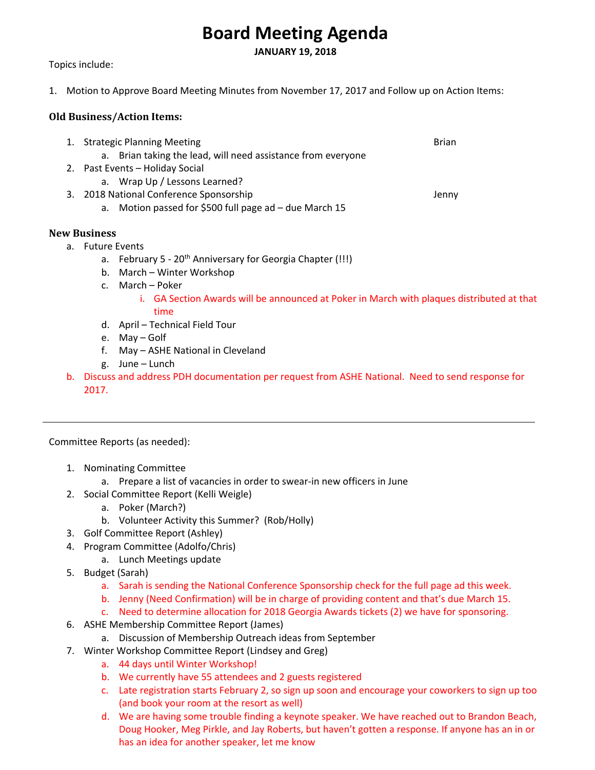# Board Meeting Agenda

**JANUARY 19, 2018**

Topics include:

1. Motion to Approve Board Meeting Minutes from November 17, 2017 and Follow up on Action Items:

### Old Business/Action Items:

1. Strategic Planning Meeting — Brian
   a. Brian taking the lead, will need assistance from everyone
2. Past Events – Holiday Social
   a. Wrap Up / Lessons Learned?
3. 2018 National Conference Sponsorship — Jenny
   a. Motion passed for $500 full page ad – due March 15

### New Business

a. Future Events
   a. February 5 - 20th Anniversary for Georgia Chapter (!!!)
   b. March – Winter Workshop
   c. March – Poker
      i. GA Section Awards will be announced at Poker in March with plaques distributed at that time
   d. April – Technical Field Tour
   e. May – Golf
   f. May – ASHE National in Cleveland
   g. June – Lunch

b. Discuss and address PDH documentation per request from ASHE National. Need to send response for 2017.

---

Committee Reports (as needed):

1. Nominating Committee
   a. Prepare a list of vacancies in order to swear-in new officers in June
2. Social Committee Report (Kelli Weigle)
   a. Poker (March?)
   b. Volunteer Activity this Summer? (Rob/Holly)
3. Golf Committee Report (Ashley)
4. Program Committee (Adolfo/Chris)
   a. Lunch Meetings update
5. Budget (Sarah)
   a. Sarah is sending the National Conference Sponsorship check for the full page ad this week.
   b. Jenny (Need Confirmation) will be in charge of providing content and that's due March 15.
   c. Need to determine allocation for 2018 Georgia Awards tickets (2) we have for sponsoring.
6. ASHE Membership Committee Report (James)
   a. Discussion of Membership Outreach ideas from September
7. Winter Workshop Committee Report (Lindsey and Greg)
   a. 44 days until Winter Workshop!
   b. We currently have 55 attendees and 2 guests registered
   c. Late registration starts February 2, so sign up soon and encourage your coworkers to sign up too (and book your room at the resort as well)
   d. We are having some trouble finding a keynote speaker. We have reached out to Brandon Beach, Doug Hooker, Meg Pirkle, and Jay Roberts, but haven't gotten a response. If anyone has an in or has an idea for another speaker, let me know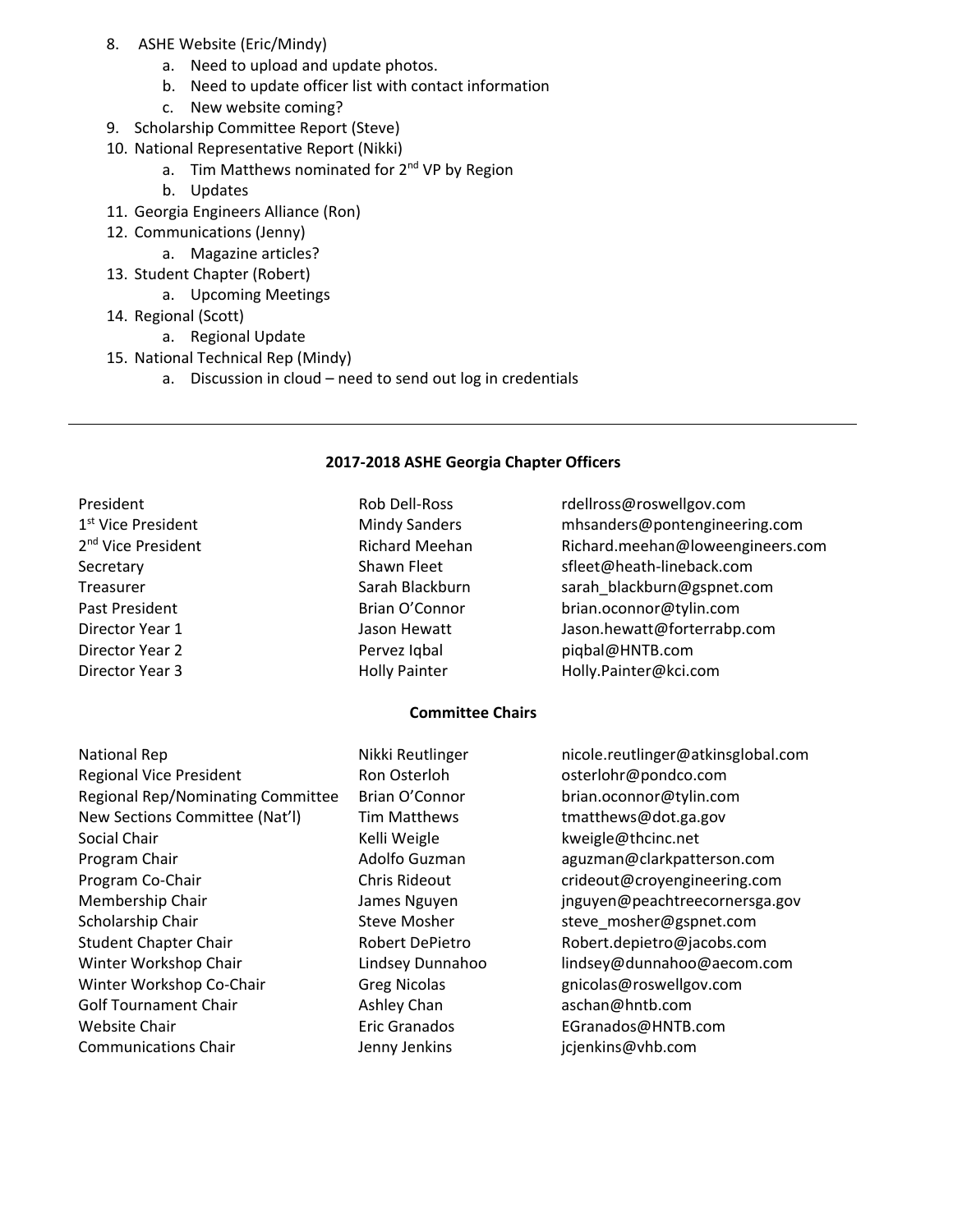8. ASHE Website (Eric/Mindy)
    a. Need to upload and update photos.
    b. Need to update officer list with contact information
    c. New website coming?
9. Scholarship Committee Report (Steve)
10. National Representative Report (Nikki)
    a. Tim Matthews nominated for 2nd VP by Region
    b. Updates
11. Georgia Engineers Alliance (Ron)
12. Communications (Jenny)
    a. Magazine articles?
13. Student Chapter (Robert)
    a. Upcoming Meetings
14. Regional (Scott)
    a. Regional Update
15. National Technical Rep (Mindy)
    a. Discussion in cloud – need to send out log in credentials

---

### 2017-2018 ASHE Georgia Chapter Officers

| | | |
|---|---|---|
| President | Rob Dell-Ross | rdellross@roswellgov.com |
| 1st Vice President | Mindy Sanders | mhsanders@pontengineering.com |
| 2nd Vice President | Richard Meehan | Richard.meehan@loweengineers.com |
| Secretary | Shawn Fleet | sfleet@heath-lineback.com |
| Treasurer | Sarah Blackburn | sarah_blackburn@gspnet.com |
| Past President | Brian O'Connor | brian.oconnor@tylin.com |
| Director Year 1 | Jason Hewatt | Jason.hewatt@forterrabp.com |
| Director Year 2 | Pervez Iqbal | piqbal@HNTB.com |
| Director Year 3 | Holly Painter | Holly.Painter@kci.com |

### Committee Chairs

| | | |
|---|---|---|
| National Rep | Nikki Reutlinger | nicole.reutlinger@atkinsglobal.com |
| Regional Vice President | Ron Osterloh | osterlohr@pondco.com |
| Regional Rep/Nominating Committee | Brian O'Connor | brian.oconnor@tylin.com |
| New Sections Committee (Nat'l) | Tim Matthews | tmatthews@dot.ga.gov |
| Social Chair | Kelli Weigle | kweigle@thcinc.net |
| Program Chair | Adolfo Guzman | aguzman@clarkpatterson.com |
| Program Co-Chair | Chris Rideout | crideout@croyengineering.com |
| Membership Chair | James Nguyen | jnguyen@peachtreecornersga.gov |
| Scholarship Chair | Steve Mosher | steve_mosher@gspnet.com |
| Student Chapter Chair | Robert DePietro | Robert.depietro@jacobs.com |
| Winter Workshop Chair | Lindsey Dunnahoo | lindsey@dunnahoo@aecom.com |
| Winter Workshop Co-Chair | Greg Nicolas | gnicolas@roswellgov.com |
| Golf Tournament Chair | Ashley Chan | aschan@hntb.com |
| Website Chair | Eric Granados | EGranados@HNTB.com |
| Communications Chair | Jenny Jenkins | jcjenkins@vhb.com |